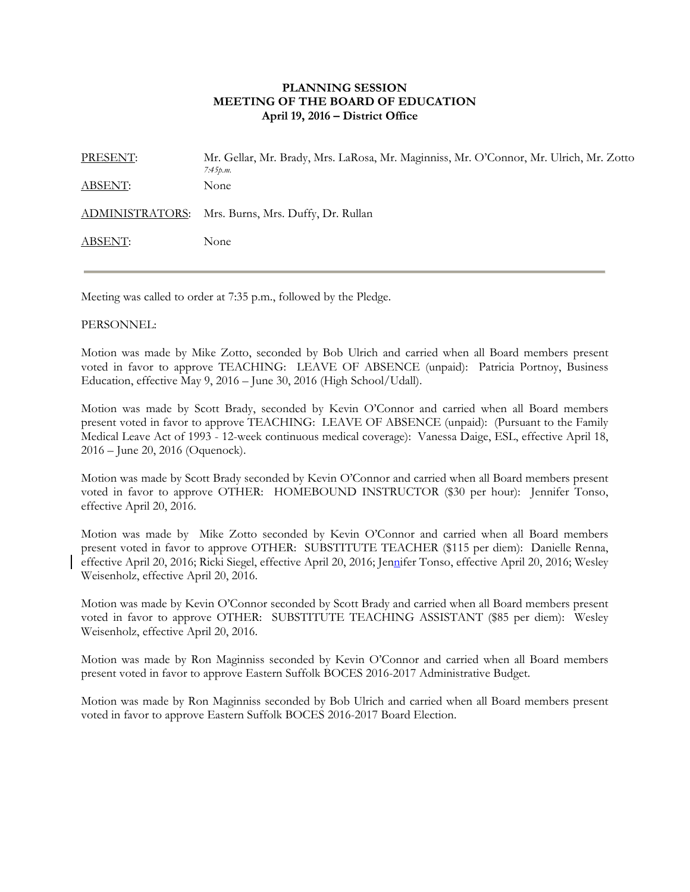**PLANNING SESSION**
**MEETING OF THE BOARD OF EDUCATION**
**April 19, 2016 – District Office**

| | |
|---|---|
| PRESENT: | Mr. Gellar, Mr. Brady, Mrs. LaRosa, Mr. Maginniss, Mr. O'Connor, Mr. Ulrich, Mr. Zotto *7:45p.m.* |
| ABSENT: | None |
| ADMINISTRATORS: | Mrs. Burns, Mrs. Duffy, Dr. Rullan |
| ABSENT: | None |

---

Meeting was called to order at 7:35 p.m., followed by the Pledge.

PERSONNEL:

Motion was made by Mike Zotto, seconded by Bob Ulrich and carried when all Board members present voted in favor to approve TEACHING: LEAVE OF ABSENCE (unpaid): Patricia Portnoy, Business Education, effective May 9, 2016 – June 30, 2016 (High School/Udall).

Motion was made by Scott Brady, seconded by Kevin O'Connor and carried when all Board members present voted in favor to approve TEACHING: LEAVE OF ABSENCE (unpaid): (Pursuant to the Family Medical Leave Act of 1993 - 12-week continuous medical coverage): Vanessa Daige, ESL, effective April 18, 2016 – June 20, 2016 (Oquenock).

Motion was made by Scott Brady seconded by Kevin O'Connor and carried when all Board members present voted in favor to approve OTHER: HOMEBOUND INSTRUCTOR ($30 per hour): Jennifer Tonso, effective April 20, 2016.

Motion was made by Mike Zotto seconded by Kevin O'Connor and carried when all Board members present voted in favor to approve OTHER: SUBSTITUTE TEACHER ($115 per diem): Danielle Renna, effective April 20, 2016; Ricki Siegel, effective April 20, 2016; Jennifer Tonso, effective April 20, 2016; Wesley Weisenholz, effective April 20, 2016.

Motion was made by Kevin O'Connor seconded by Scott Brady and carried when all Board members present voted in favor to approve OTHER: SUBSTITUTE TEACHING ASSISTANT ($85 per diem): Wesley Weisenholz, effective April 20, 2016.

Motion was made by Ron Maginniss seconded by Kevin O'Connor and carried when all Board members present voted in favor to approve Eastern Suffolk BOCES 2016-2017 Administrative Budget.

Motion was made by Ron Maginniss seconded by Bob Ulrich and carried when all Board members present voted in favor to approve Eastern Suffolk BOCES 2016-2017 Board Election.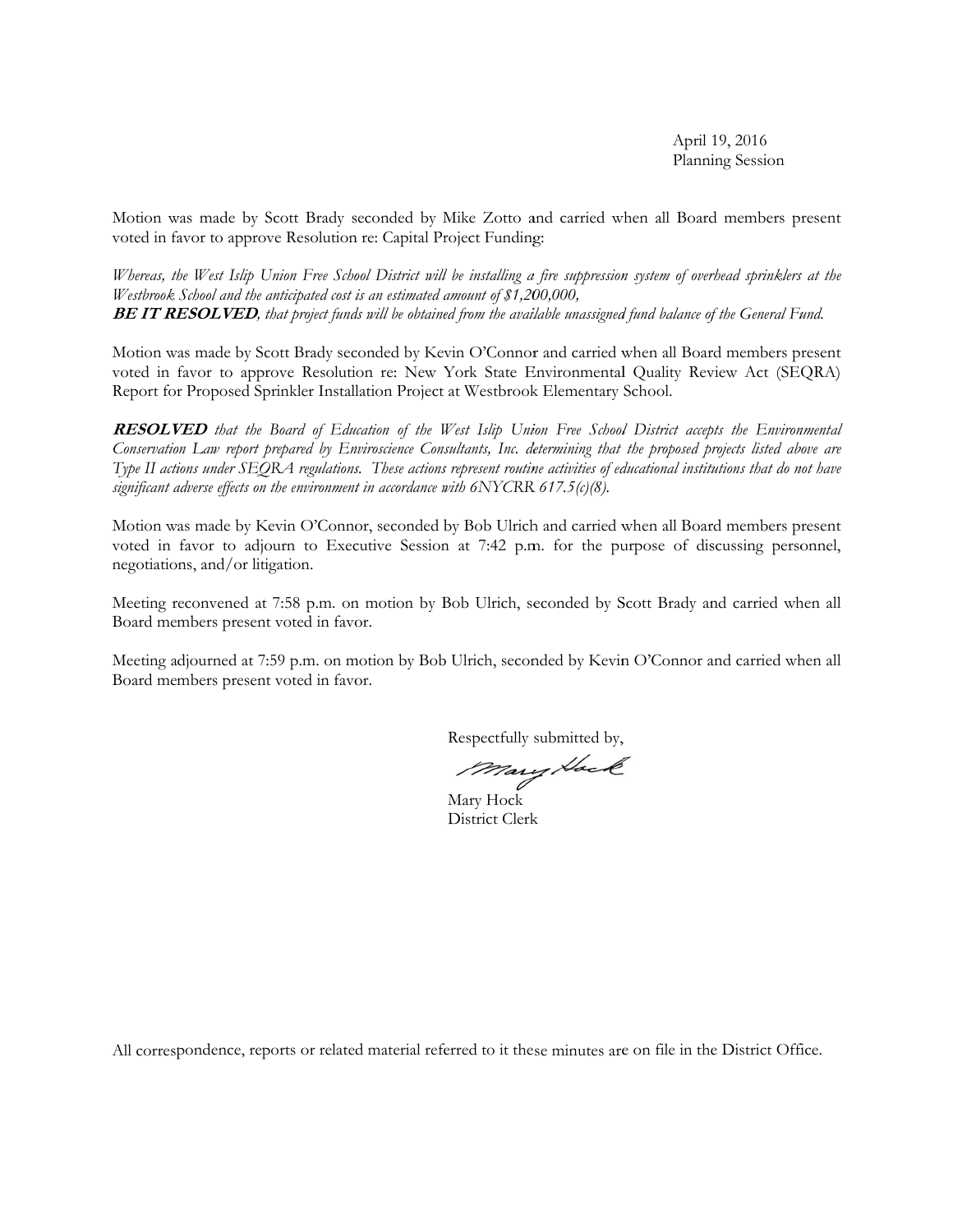April 19, 2016
Planning Session

Motion was made by Scott Brady seconded by Mike Zotto and carried when all Board members present voted in favor to approve Resolution re: Capital Project Funding:

*Whereas, the West Islip Union Free School District will be installing a fire suppression system of overhead sprinklers at the Westbrook School and the anticipated cost is an estimated amount of $1,200,000,*
***BE IT RESOLVED**, that project funds will be obtained from the available unassigned fund balance of the General Fund.*

Motion was made by Scott Brady seconded by Kevin O'Connor and carried when all Board members present voted in favor to approve Resolution re: New York State Environmental Quality Review Act (SEQRA) Report for Proposed Sprinkler Installation Project at Westbrook Elementary School.

***RESOLVED** that the Board of Education of the West Islip Union Free School District accepts the Environmental Conservation Law report prepared by Enviroscience Consultants, Inc. determining that the proposed projects listed above are Type II actions under SEQRA regulations. These actions represent routine activities of educational institutions that do not have significant adverse effects on the environment in accordance with 6NYCRR 617.5(c)(8).*

Motion was made by Kevin O'Connor, seconded by Bob Ulrich and carried when all Board members present voted in favor to adjourn to Executive Session at 7:42 p.m. for the purpose of discussing personnel, negotiations, and/or litigation.

Meeting reconvened at 7:58 p.m. on motion by Bob Ulrich, seconded by Scott Brady and carried when all Board members present voted in favor.

Meeting adjourned at 7:59 p.m. on motion by Bob Ulrich, seconded by Kevin O'Connor and carried when all Board members present voted in favor.

Respectfully submitted by,

Mary Hock
District Clerk

All correspondence, reports or related material referred to it these minutes are on file in the District Office.